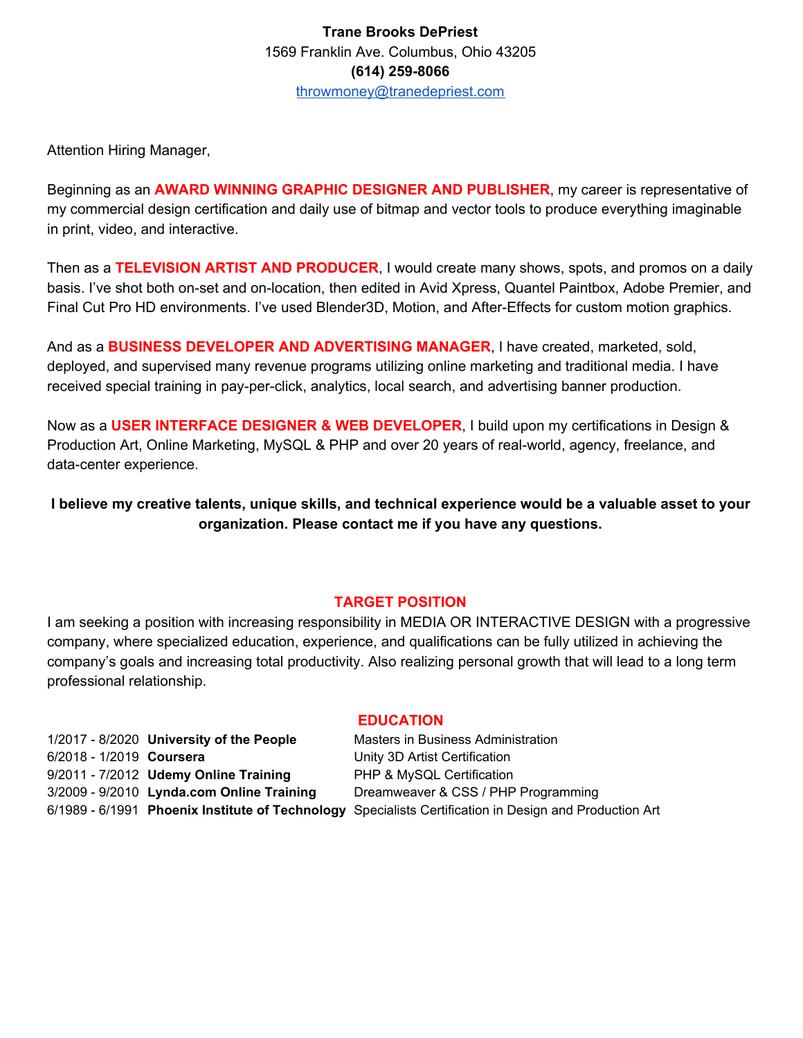**Trane Brooks DePriest**
1569 Franklin Ave. Columbus, Ohio 43205
**(614) 259-8066**
throwmoney@tranedepriest.com

Attention Hiring Manager,

Beginning as an **AWARD WINNING GRAPHIC DESIGNER AND PUBLISHER**, my career is representative of my commercial design certification and daily use of bitmap and vector tools to produce everything imaginable in print, video, and interactive.

Then as a **TELEVISION ARTIST AND PRODUCER**, I would create many shows, spots, and promos on a daily basis. I've shot both on-set and on-location, then edited in Avid Xpress, Quantel Paintbox, Adobe Premier, and Final Cut Pro HD environments. I've used Blender3D, Motion, and After-Effects for custom motion graphics.

And as a **BUSINESS DEVELOPER AND ADVERTISING MANAGER**, I have created, marketed, sold, deployed, and supervised many revenue programs utilizing online marketing and traditional media. I have received special training in pay-per-click, analytics, local search, and advertising banner production.

Now as a **USER INTERFACE DESIGNER & WEB DEVELOPER**, I build upon my certifications in Design & Production Art, Online Marketing, MySQL & PHP and over 20 years of real-world, agency, freelance, and data-center experience.

**I believe my creative talents, unique skills, and technical experience would be a valuable asset to your organization. Please contact me if you have any questions.**

## TARGET POSITION

I am seeking a position with increasing responsibility in MEDIA OR INTERACTIVE DESIGN with a progressive company, where specialized education, experience, and qualifications can be fully utilized in achieving the company's goals and increasing total productivity. Also realizing personal growth that will lead to a long term professional relationship.

## EDUCATION

| | | |
|---|---|---|
| 1/2017 - 8/2020 | **University of the People** | Masters in Business Administration |
| 6/2018 - 1/2019 | **Coursera** | Unity 3D Artist Certification |
| 9/2011 - 7/2012 | **Udemy Online Training** | PHP & MySQL Certification |
| 3/2009 - 9/2010 | **Lynda.com Online Training** | Dreamweaver & CSS / PHP Programming |
| 6/1989 - 6/1991 | **Phoenix Institute of Technology** | Specialists Certification in Design and Production Art |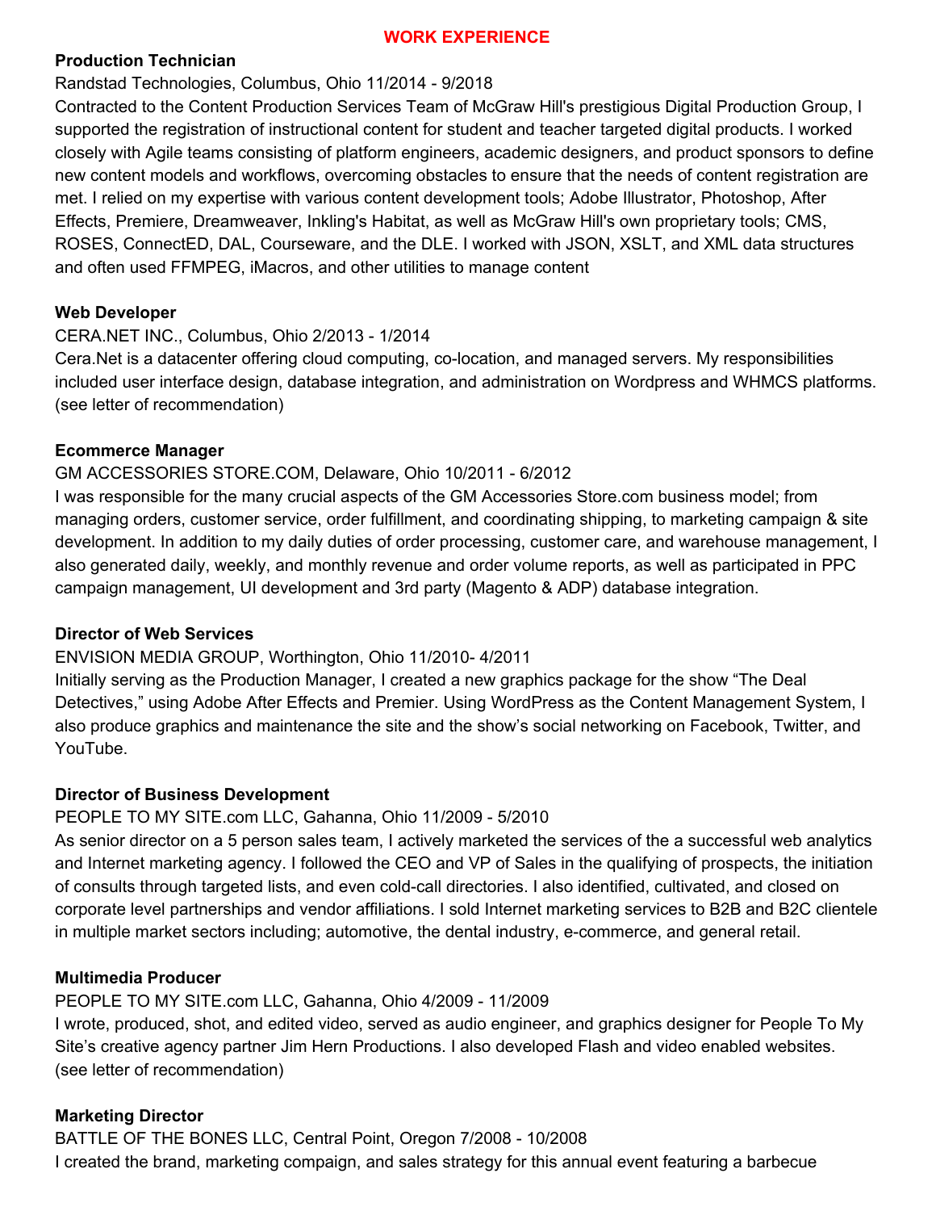## WORK EXPERIENCE

**Production Technician**

Randstad Technologies, Columbus, Ohio 11/2014 - 9/2018

Contracted to the Content Production Services Team of McGraw Hill's prestigious Digital Production Group, I supported the registration of instructional content for student and teacher targeted digital products. I worked closely with Agile teams consisting of platform engineers, academic designers, and product sponsors to define new content models and workflows, overcoming obstacles to ensure that the needs of content registration are met. I relied on my expertise with various content development tools; Adobe Illustrator, Photoshop, After Effects, Premiere, Dreamweaver, Inkling's Habitat, as well as McGraw Hill's own proprietary tools; CMS, ROSES, ConnectED, DAL, Courseware, and the DLE. I worked with JSON, XSLT, and XML data structures and often used FFMPEG, iMacros, and other utilities to manage content

**Web Developer**

CERA.NET INC., Columbus, Ohio 2/2013 - 1/2014

Cera.Net is a datacenter offering cloud computing, co-location, and managed servers. My responsibilities included user interface design, database integration, and administration on Wordpress and WHMCS platforms. (see letter of recommendation)

**Ecommerce Manager**

GM ACCESSORIES STORE.COM, Delaware, Ohio 10/2011 - 6/2012

I was responsible for the many crucial aspects of the GM Accessories Store.com business model; from managing orders, customer service, order fulfillment, and coordinating shipping, to marketing campaign & site development. In addition to my daily duties of order processing, customer care, and warehouse management, I also generated daily, weekly, and monthly revenue and order volume reports, as well as participated in PPC campaign management, UI development and 3rd party (Magento & ADP) database integration.

**Director of Web Services**

ENVISION MEDIA GROUP, Worthington, Ohio 11/2010- 4/2011

Initially serving as the Production Manager, I created a new graphics package for the show "The Deal Detectives," using Adobe After Effects and Premier. Using WordPress as the Content Management System, I also produce graphics and maintenance the site and the show's social networking on Facebook, Twitter, and YouTube.

**Director of Business Development**

PEOPLE TO MY SITE.com LLC, Gahanna, Ohio 11/2009 - 5/2010

As senior director on a 5 person sales team, I actively marketed the services of the a successful web analytics and Internet marketing agency. I followed the CEO and VP of Sales in the qualifying of prospects, the initiation of consults through targeted lists, and even cold-call directories. I also identified, cultivated, and closed on corporate level partnerships and vendor affiliations. I sold Internet marketing services to B2B and B2C clientele in multiple market sectors including; automotive, the dental industry, e-commerce, and general retail.

**Multimedia Producer**

PEOPLE TO MY SITE.com LLC, Gahanna, Ohio 4/2009 - 11/2009

I wrote, produced, shot, and edited video, served as audio engineer, and graphics designer for People To My Site's creative agency partner Jim Hern Productions. I also developed Flash and video enabled websites. (see letter of recommendation)

**Marketing Director**

BATTLE OF THE BONES LLC, Central Point, Oregon 7/2008 - 10/2008

I created the brand, marketing compaign, and sales strategy for this annual event featuring a barbecue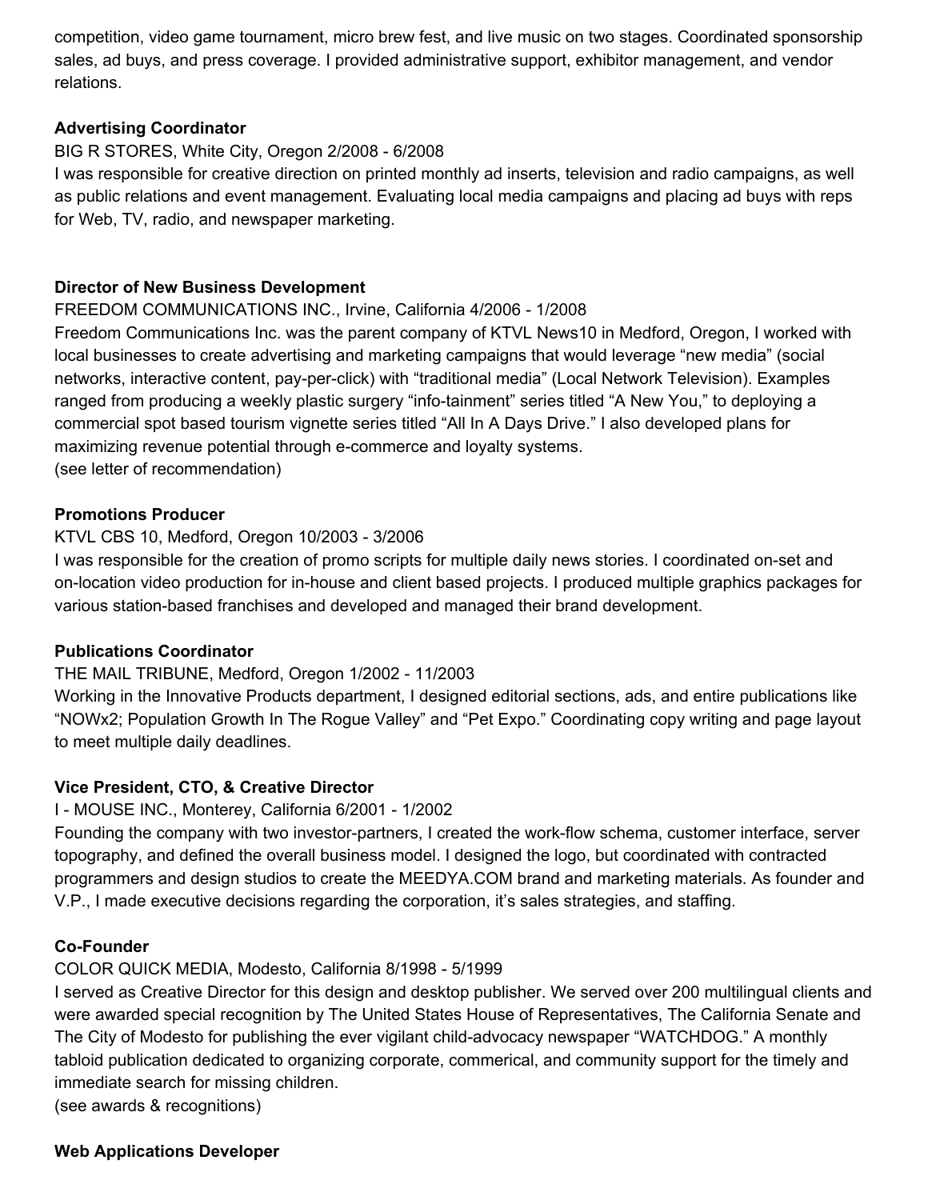competition, video game tournament, micro brew fest, and live music on two stages. Coordinated sponsorship sales, ad buys, and press coverage. I provided administrative support, exhibitor management, and vendor relations.

**Advertising Coordinator**

BIG R STORES, White City, Oregon 2/2008 - 6/2008

I was responsible for creative direction on printed monthly ad inserts, television and radio campaigns, as well as public relations and event management. Evaluating local media campaigns and placing ad buys with reps for Web, TV, radio, and newspaper marketing.

**Director of New Business Development**

FREEDOM COMMUNICATIONS INC., Irvine, California 4/2006 - 1/2008

Freedom Communications Inc. was the parent company of KTVL News10 in Medford, Oregon, I worked with local businesses to create advertising and marketing campaigns that would leverage "new media" (social networks, interactive content, pay-per-click) with "traditional media" (Local Network Television). Examples ranged from producing a weekly plastic surgery "info-tainment" series titled "A New You," to deploying a commercial spot based tourism vignette series titled "All In A Days Drive." I also developed plans for maximizing revenue potential through e-commerce and loyalty systems.
(see letter of recommendation)

**Promotions Producer**

KTVL CBS 10, Medford, Oregon 10/2003 - 3/2006

I was responsible for the creation of promo scripts for multiple daily news stories. I coordinated on-set and on-location video production for in-house and client based projects. I produced multiple graphics packages for various station-based franchises and developed and managed their brand development.

**Publications Coordinator**

THE MAIL TRIBUNE, Medford, Oregon 1/2002 - 11/2003

Working in the Innovative Products department, I designed editorial sections, ads, and entire publications like "NOWx2; Population Growth In The Rogue Valley" and "Pet Expo." Coordinating copy writing and page layout to meet multiple daily deadlines.

**Vice President, CTO, & Creative Director**

I - MOUSE INC., Monterey, California 6/2001 - 1/2002

Founding the company with two investor-partners, I created the work-flow schema, customer interface, server topography, and defined the overall business model. I designed the logo, but coordinated with contracted programmers and design studios to create the MEEDYA.COM brand and marketing materials. As founder and V.P., I made executive decisions regarding the corporation, it's sales strategies, and staffing.

**Co-Founder**

COLOR QUICK MEDIA, Modesto, California 8/1998 - 5/1999

I served as Creative Director for this design and desktop publisher. We served over 200 multilingual clients and were awarded special recognition by The United States House of Representatives, The California Senate and The City of Modesto for publishing the ever vigilant child-advocacy newspaper "WATCHDOG." A monthly tabloid publication dedicated to organizing corporate, commerical, and community support for the timely and immediate search for missing children.
(see awards & recognitions)

**Web Applications Developer**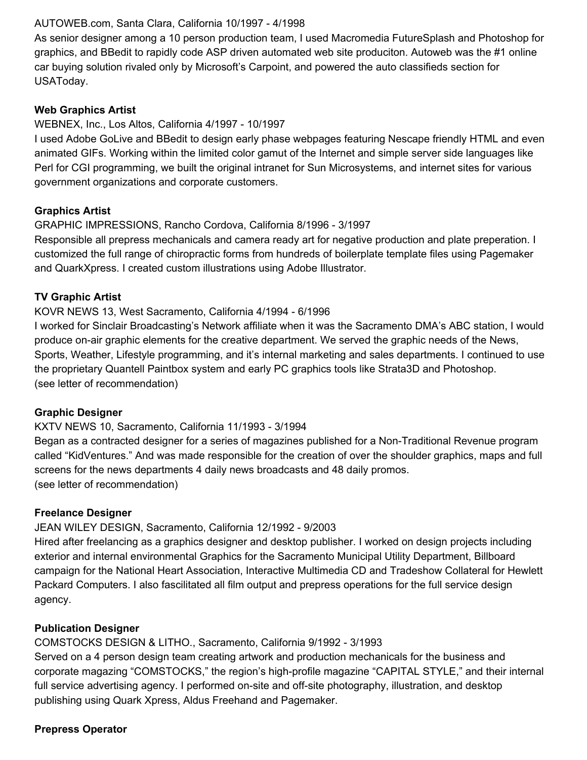AUTOWEB.com, Santa Clara, California 10/1997 - 4/1998

As senior designer among a 10 person production team, I used Macromedia FutureSplash and Photoshop for graphics, and BBedit to rapidly code ASP driven automated web site produciton. Autoweb was the #1 online car buying solution rivaled only by Microsoft's Carpoint, and powered the auto classifieds section for USAToday.

**Web Graphics Artist**

WEBNEX, Inc., Los Altos, California 4/1997 - 10/1997

I used Adobe GoLive and BBedit to design early phase webpages featuring Nescape friendly HTML and even animated GIFs. Working within the limited color gamut of the Internet and simple server side languages like Perl for CGI programming, we built the original intranet for Sun Microsystems, and internet sites for various government organizations and corporate customers.

**Graphics Artist**

GRAPHIC IMPRESSIONS, Rancho Cordova, California 8/1996 - 3/1997

Responsible all prepress mechanicals and camera ready art for negative production and plate preperation. I customized the full range of chiropractic forms from hundreds of boilerplate template files using Pagemaker and QuarkXpress. I created custom illustrations using Adobe Illustrator.

**TV Graphic Artist**

KOVR NEWS 13, West Sacramento, California 4/1994 - 6/1996

I worked for Sinclair Broadcasting's Network affiliate when it was the Sacramento DMA's ABC station, I would produce on-air graphic elements for the creative department. We served the graphic needs of the News, Sports, Weather, Lifestyle programming, and it's internal marketing and sales departments. I continued to use the proprietary Quantell Paintbox system and early PC graphics tools like Strata3D and Photoshop.
(see letter of recommendation)

**Graphic Designer**

KXTV NEWS 10, Sacramento, California 11/1993 - 3/1994

Began as a contracted designer for a series of magazines published for a Non-Traditional Revenue program called "KidVentures." And was made responsible for the creation of over the shoulder graphics, maps and full screens for the news departments 4 daily news broadcasts and 48 daily promos.
(see letter of recommendation)

**Freelance Designer**

JEAN WILEY DESIGN, Sacramento, California 12/1992 - 9/2003

Hired after freelancing as a graphics designer and desktop publisher. I worked on design projects including exterior and internal environmental Graphics for the Sacramento Municipal Utility Department, Billboard campaign for the National Heart Association, Interactive Multimedia CD and Tradeshow Collateral for Hewlett Packard Computers. I also fascilitated all film output and prepress operations for the full service design agency.

**Publication Designer**

COMSTOCKS DESIGN & LITHO., Sacramento, California 9/1992 - 3/1993

Served on a 4 person design team creating artwork and production mechanicals for the business and corporate magazing "COMSTOCKS," the region's high-profile magazine "CAPITAL STYLE," and their internal full service advertising agency. I performed on-site and off-site photography, illustration, and desktop publishing using Quark Xpress, Aldus Freehand and Pagemaker.

**Prepress Operator**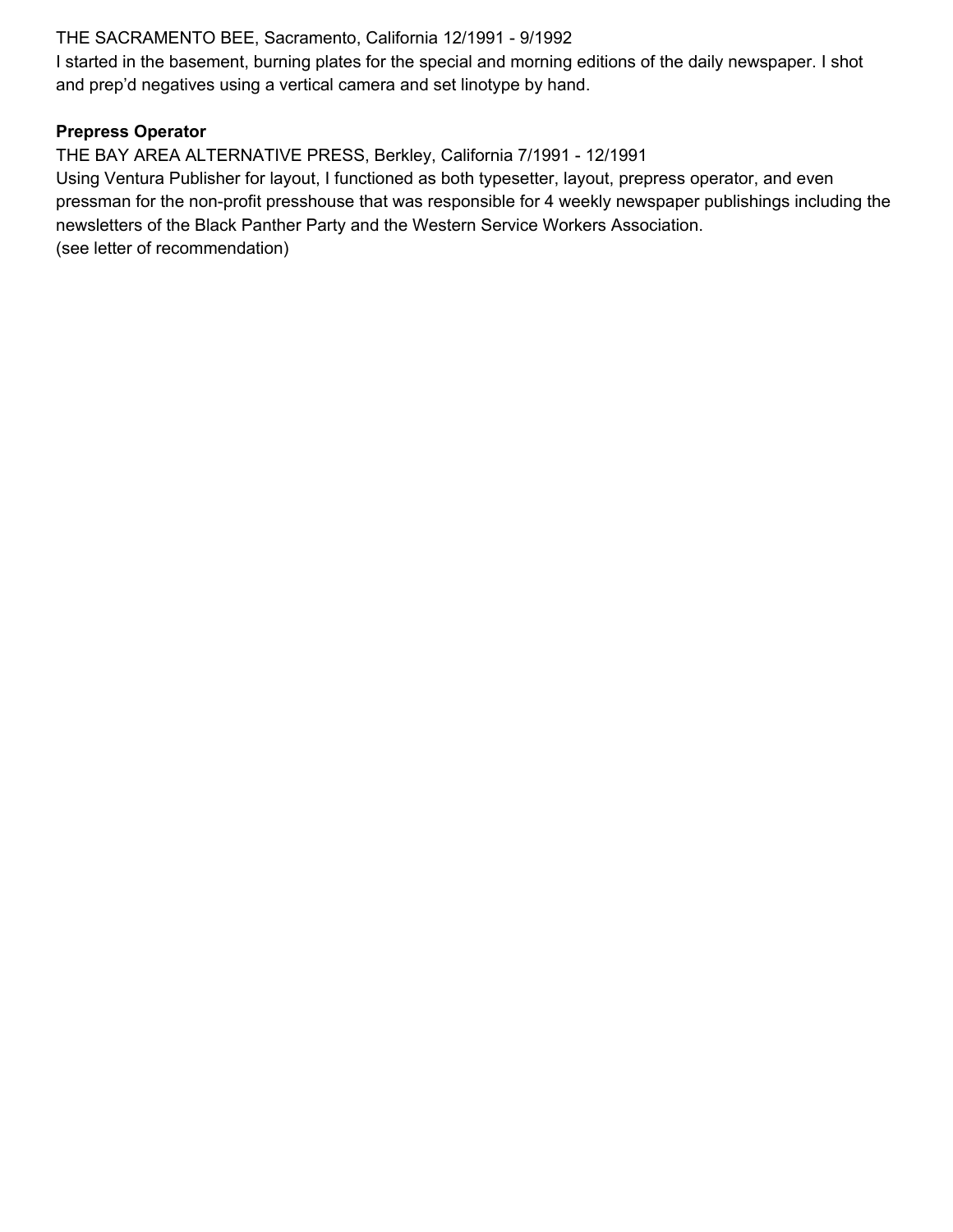THE SACRAMENTO BEE, Sacramento, California 12/1991 - 9/1992
I started in the basement, burning plates for the special and morning editions of the daily newspaper. I shot and prep'd negatives using a vertical camera and set linotype by hand.

**Prepress Operator**
THE BAY AREA ALTERNATIVE PRESS, Berkley, California 7/1991 - 12/1991
Using Ventura Publisher for layout, I functioned as both typesetter, layout, prepress operator, and even pressman for the non-profit presshouse that was responsible for 4 weekly newspaper publishings including the newsletters of the Black Panther Party and the Western Service Workers Association.
(see letter of recommendation)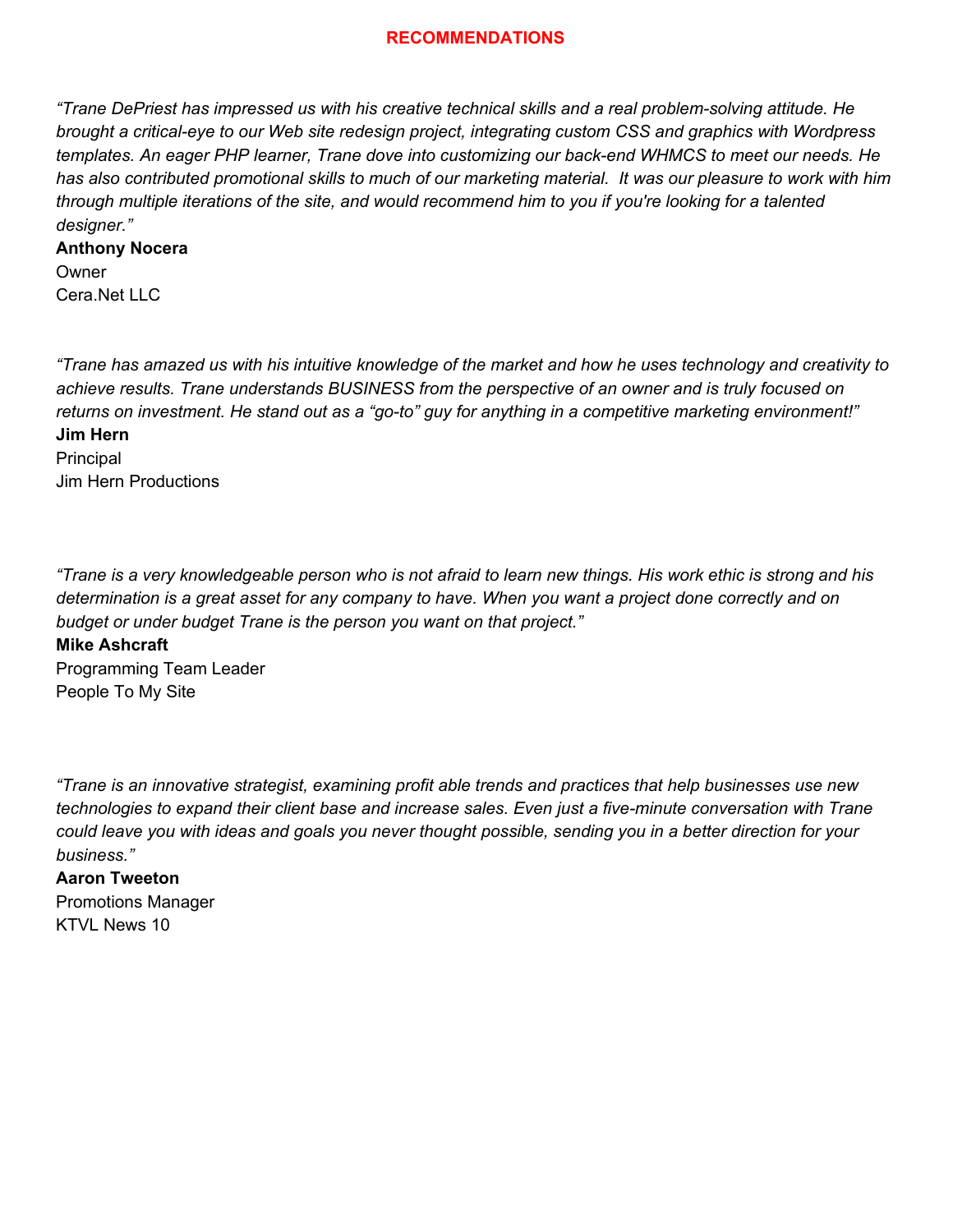# RECOMMENDATIONS

*"Trane DePriest has impressed us with his creative technical skills and a real problem-solving attitude. He brought a critical-eye to our Web site redesign project, integrating custom CSS and graphics with Wordpress templates. An eager PHP learner, Trane dove into customizing our back-end WHMCS to meet our needs. He has also contributed promotional skills to much of our marketing material. It was our pleasure to work with him through multiple iterations of the site, and would recommend him to you if you're looking for a talented designer."*

**Anthony Nocera**
Owner
Cera.Net LLC

*"Trane has amazed us with his intuitive knowledge of the market and how he uses technology and creativity to achieve results. Trane understands BUSINESS from the perspective of an owner and is truly focused on returns on investment. He stand out as a "go-to" guy for anything in a competitive marketing environment!"*

**Jim Hern**
Principal
Jim Hern Productions

*"Trane is a very knowledgeable person who is not afraid to learn new things. His work ethic is strong and his determination is a great asset for any company to have. When you want a project done correctly and on budget or under budget Trane is the person you want on that project."*

**Mike Ashcraft**
Programming Team Leader
People To My Site

*"Trane is an innovative strategist, examining profit able trends and practices that help businesses use new technologies to expand their client base and increase sales. Even just a five-minute conversation with Trane could leave you with ideas and goals you never thought possible, sending you in a better direction for your business."*

**Aaron Tweeton**
Promotions Manager
KTVL News 10